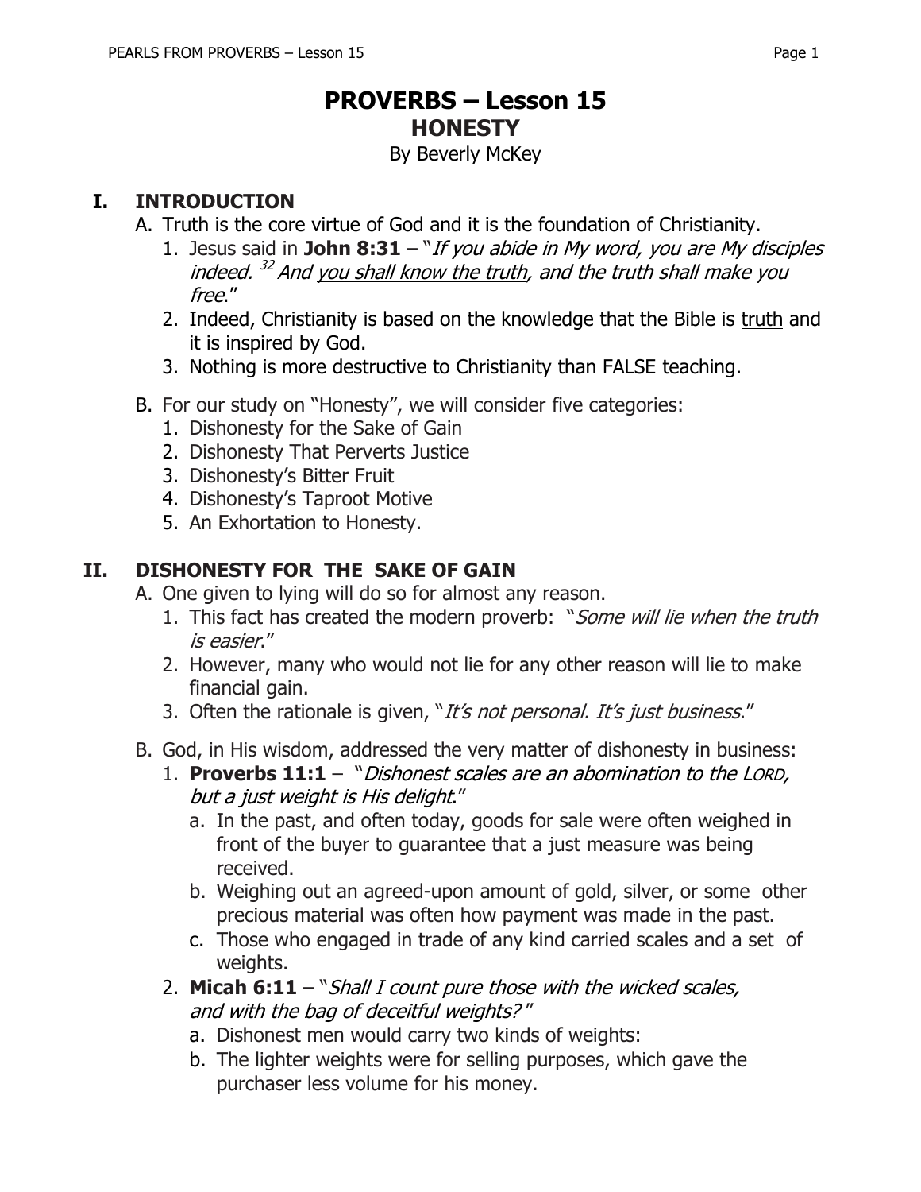# PROVERBS – Lesson 15

## HONESTY

By Beverly McKey

## I. INTRODUCTION

A. Truth is the core virtue of God and it is the foundation of Christianity.

1. Jesus said in **John 8:31** – "*If you abide in My word, you are My disciples indeed.* [32] *And <u>you shall know the truth</u>, and the truth shall make you free*."
2. Indeed, Christianity is based on the knowledge that the Bible is <u>truth</u> and it is inspired by God.
3. Nothing is more destructive to Christianity than FALSE teaching.

B. For our study on "Honesty", we will consider five categories:

1. Dishonesty for the Sake of Gain
2. Dishonesty That Perverts Justice
3. Dishonesty's Bitter Fruit
4. Dishonesty's Taproot Motive
5. An Exhortation to Honesty.

## II. DISHONESTY FOR THE SAKE OF GAIN

A. One given to lying will do so for almost any reason.

1. This fact has created the modern proverb: "*Some will lie when the truth is easier*."
2. However, many who would not lie for any other reason will lie to make financial gain.
3. Often the rationale is given, "*It's not personal. It's just business*."

B. God, in His wisdom, addressed the very matter of dishonesty in business:

1. **Proverbs 11:1** – "*Dishonest scales are an abomination to the LORD, but a just weight is His delight*."
   a. In the past, and often today, goods for sale were often weighed in front of the buyer to guarantee that a just measure was being received.
   b. Weighing out an agreed-upon amount of gold, silver, or some other precious material was often how payment was made in the past.
   c. Those who engaged in trade of any kind carried scales and a set of weights.
2. **Micah 6:11** – "*Shall I count pure those with the wicked scales, and with the bag of deceitful weights?*"
   a. Dishonest men would carry two kinds of weights:
   b. The lighter weights were for selling purposes, which gave the purchaser less volume for his money.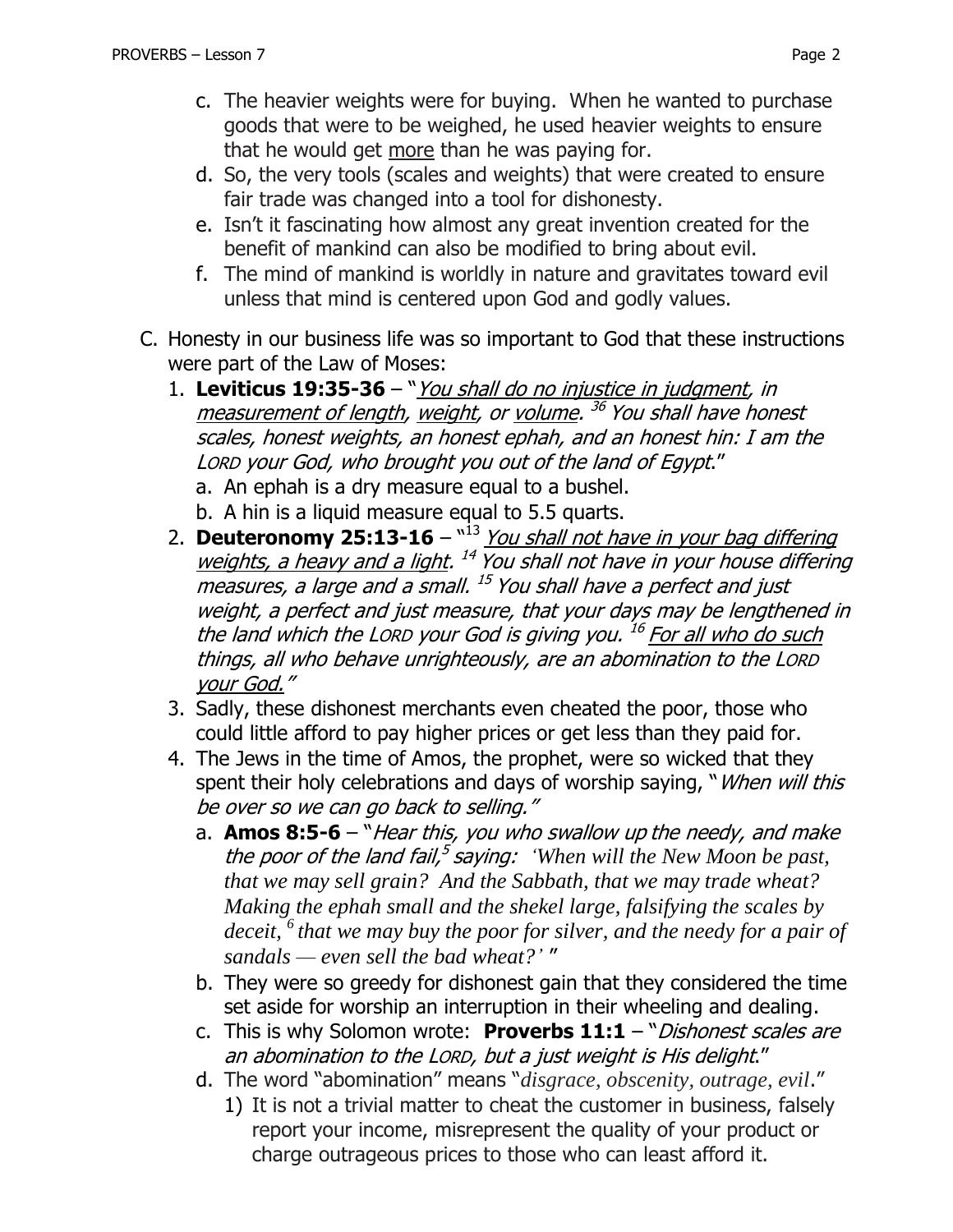c. The heavier weights were for buying. When he wanted to purchase goods that were to be weighed, he used heavier weights to ensure that he would get more than he was paying for.

d. So, the very tools (scales and weights) that were created to ensure fair trade was changed into a tool for dishonesty.

e. Isn't it fascinating how almost any great invention created for the benefit of mankind can also be modified to bring about evil.

f. The mind of mankind is worldly in nature and gravitates toward evil unless that mind is centered upon God and godly values.

C. Honesty in our business life was so important to God that these instructions were part of the Law of Moses:

1. **Leviticus 19:35-36** – "*You shall do no injustice in judgment, in measurement of length, weight, or volume.* [36] *You shall have honest scales, honest weights, an honest ephah, and an honest hin: I am the LORD your God, who brought you out of the land of Egypt.*"
   a. An ephah is a dry measure equal to a bushel.
   b. A hin is a liquid measure equal to 5.5 quarts.

2. **Deuteronomy 25:13-16** – "[13] *You shall not have in your bag differing weights, a heavy and a light.* [14] *You shall not have in your house differing measures, a large and a small.* [15] *You shall have a perfect and just weight, a perfect and just measure, that your days may be lengthened in the land which the LORD your God is giving you.* [16] *For all who do such things, all who behave unrighteously, are an abomination to the LORD your God.*"

3. Sadly, these dishonest merchants even cheated the poor, those who could little afford to pay higher prices or get less than they paid for.

4. The Jews in the time of Amos, the prophet, were so wicked that they spent their holy celebrations and days of worship saying, "*When will this be over so we can go back to selling.*"
   a. **Amos 8:5-6** – "*Hear this, you who swallow up the needy, and make the poor of the land fail,* [5] *saying: 'When will the New Moon be past, that we may sell grain? And the Sabbath, that we may trade wheat? Making the ephah small and the shekel large, falsifying the scales by deceit,* [6] *that we may buy the poor for silver, and the needy for a pair of sandals — even sell the bad wheat?'* "
   b. They were so greedy for dishonest gain that they considered the time set aside for worship an interruption in their wheeling and dealing.
   c. This is why Solomon wrote: **Proverbs 11:1** – "*Dishonest scales are an abomination to the LORD, but a just weight is His delight.*"
   d. The word "abomination" means "*disgrace, obscenity, outrage, evil*."
      1) It is not a trivial matter to cheat the customer in business, falsely report your income, misrepresent the quality of your product or charge outrageous prices to those who can least afford it.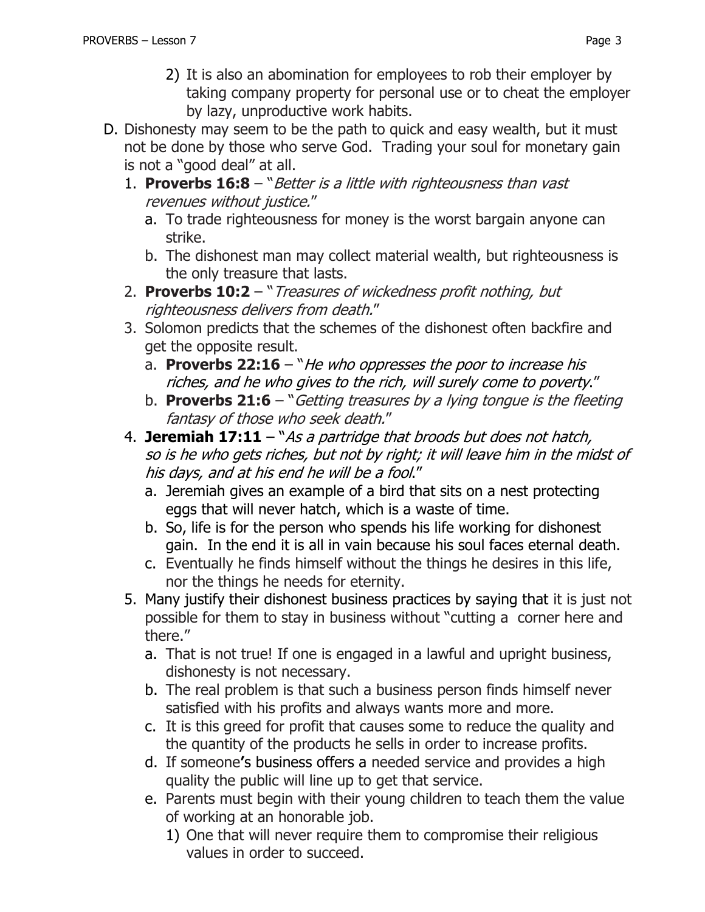2) It is also an abomination for employees to rob their employer by taking company property for personal use or to cheat the employer by lazy, unproductive work habits.

D. Dishonesty may seem to be the path to quick and easy wealth, but it must not be done by those who serve God. Trading your soul for monetary gain is not a "good deal" at all.

1. **Proverbs 16:8** – "*Better is a little with righteousness than vast revenues without justice.*"
   a. To trade righteousness for money is the worst bargain anyone can strike.
   b. The dishonest man may collect material wealth, but righteousness is the only treasure that lasts.
2. **Proverbs 10:2** – "*Treasures of wickedness profit nothing, but righteousness delivers from death.*"
3. Solomon predicts that the schemes of the dishonest often backfire and get the opposite result.
   a. **Proverbs 22:16** – "*He who oppresses the poor to increase his riches, and he who gives to the rich, will surely come to poverty.*"
   b. **Proverbs 21:6** – "*Getting treasures by a lying tongue is the fleeting fantasy of those who seek death.*"
4. **Jeremiah 17:11** – "*As a partridge that broods but does not hatch, so is he who gets riches, but not by right; it will leave him in the midst of his days, and at his end he will be a fool.*"
   a. Jeremiah gives an example of a bird that sits on a nest protecting eggs that will never hatch, which is a waste of time.
   b. So, life is for the person who spends his life working for dishonest gain. In the end it is all in vain because his soul faces eternal death.
   c. Eventually he finds himself without the things he desires in this life, nor the things he needs for eternity.
5. Many justify their dishonest business practices by saying that it is just not possible for them to stay in business without "cutting a corner here and there."
   a. That is not true! If one is engaged in a lawful and upright business, dishonesty is not necessary.
   b. The real problem is that such a business person finds himself never satisfied with his profits and always wants more and more.
   c. It is this greed for profit that causes some to reduce the quality and the quantity of the products he sells in order to increase profits.
   d. If someone's business offers a needed service and provides a high quality the public will line up to get that service.
   e. Parents must begin with their young children to teach them the value of working at an honorable job.
      1) One that will never require them to compromise their religious values in order to succeed.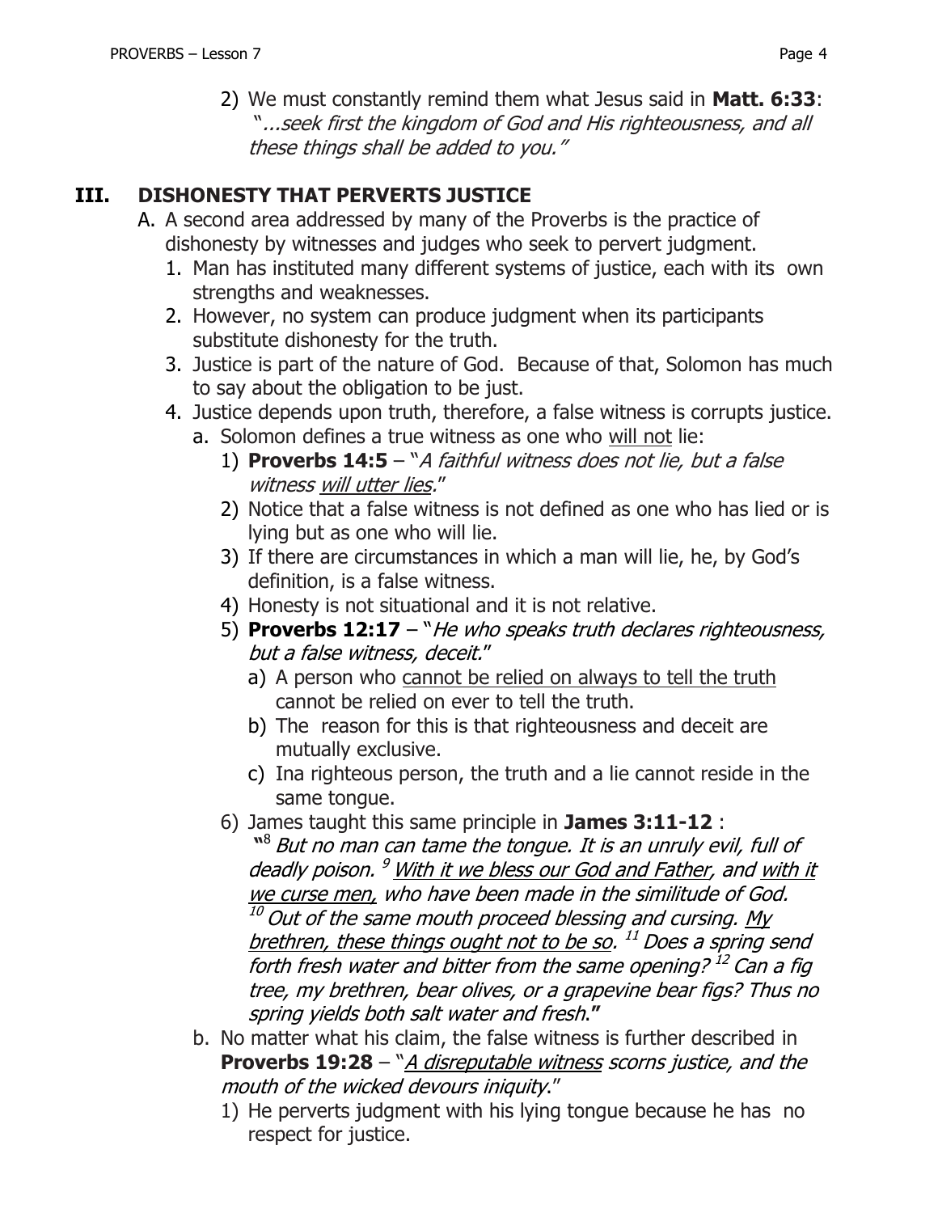2) We must constantly remind them what Jesus said in **Matt. 6:33**: *"...seek first the kingdom of God and His righteousness, and all these things shall be added to you."*

## III. DISHONESTY THAT PERVERTS JUSTICE

A. A second area addressed by many of the Proverbs is the practice of dishonesty by witnesses and judges who seek to pervert judgment.

1. Man has instituted many different systems of justice, each with its own strengths and weaknesses.
2. However, no system can produce judgment when its participants substitute dishonesty for the truth.
3. Justice is part of the nature of God. Because of that, Solomon has much to say about the obligation to be just.
4. Justice depends upon truth, therefore, a false witness is corrupts justice.

   a. Solomon defines a true witness as one who <u>will not</u> lie:

   1) **Proverbs 14:5** – "*A faithful witness does not lie, but a false witness <u>will utter lies</u>.*"
   2) Notice that a false witness is not defined as one who has lied or is lying but as one who will lie.
   3) If there are circumstances in which a man will lie, he, by God's definition, is a false witness.
   4) Honesty is not situational and it is not relative.
   5) **Proverbs 12:17** – "*He who speaks truth declares righteousness, but a false witness, deceit.*"

      a) A person who <u>cannot be relied on always to tell the truth</u> cannot be relied on ever to tell the truth.
      b) The reason for this is that righteousness and deceit are mutually exclusive.
      c) Ina righteous person, the truth and a lie cannot reside in the same tongue.

   6) James taught this same principle in **James 3:11-12** :
   **"**[8] *But no man can tame the tongue. It is an unruly evil, full of deadly poison.* [9] *<u>With it we bless our God and Father</u>, and <u>with it we curse men,</u> who have been made in the similitude of God.* [10] *Out of the same mouth proceed blessing and cursing. <u>My brethren, these things ought not to be so</u>.* [11] *Does a spring send forth fresh water and bitter from the same opening?* [12] *Can a fig tree, my brethren, bear olives, or a grapevine bear figs? Thus no spring yields both salt water and fresh.***"**

   b. No matter what his claim, the false witness is further described in **Proverbs 19:28** – "*<u>A disreputable witness</u> scorns justice, and the mouth of the wicked devours iniquity.*"

   1) He perverts judgment with his lying tongue because he has no respect for justice.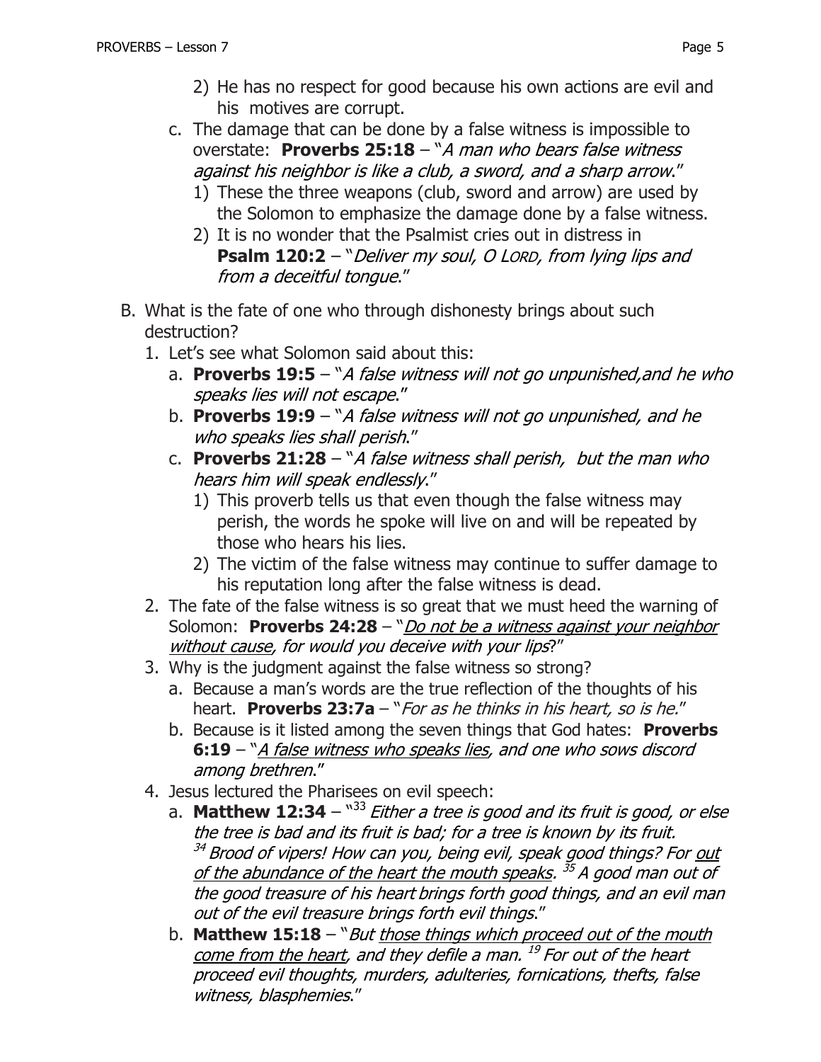2) He has no respect for good because his own actions are evil and his motives are corrupt.

c. The damage that can be done by a false witness is impossible to overstate: **Proverbs 25:18** – "*A man who bears false witness against his neighbor is like a club, a sword, and a sharp arrow*."
   1) These the three weapons (club, sword and arrow) are used by the Solomon to emphasize the damage done by a false witness.
   2) It is no wonder that the Psalmist cries out in distress in **Psalm 120:2** – "*Deliver my soul, O LORD, from lying lips and from a deceitful tongue*."

B. What is the fate of one who through dishonesty brings about such destruction?

1. Let's see what Solomon said about this:
   a. **Proverbs 19:5** – "*A false witness will not go unpunished,and he who speaks lies will not escape*."
   b. **Proverbs 19:9** – "*A false witness will not go unpunished, and he who speaks lies shall perish*."
   c. **Proverbs 21:28** – "*A false witness shall perish, but the man who hears him will speak endlessly*."
      1) This proverb tells us that even though the false witness may perish, the words he spoke will live on and will be repeated by those who hears his lies.
      2) The victim of the false witness may continue to suffer damage to his reputation long after the false witness is dead.
2. The fate of the false witness is so great that we must heed the warning of Solomon: **Proverbs 24:28** – "*<u>Do not be a witness against your neighbor without cause</u>, for would you deceive with your lips*?"
3. Why is the judgment against the false witness so strong?
   a. Because a man's words are the true reflection of the thoughts of his heart. **Proverbs 23:7a** – "*For as he thinks in his heart, so is he.*"
   b. Because is it listed among the seven things that God hates: **Proverbs 6:19** – "*<u>A false witness who speaks lies</u>, and one who sows discord among brethren*."
4. Jesus lectured the Pharisees on evil speech:
   a. **Matthew 12:34** – "[33] *Either a tree is good and its fruit is good, or else the tree is bad and its fruit is bad; for a tree is known by its fruit.* [34] *Brood of vipers! How can you, being evil, speak good things? For <u>out of the abundance of the heart the mouth speaks</u>.* [35] *A good man out of the good treasure of his heart brings forth good things, and an evil man out of the evil treasure brings forth evil things*."
   b. **Matthew 15:18** – "*But <u>those things which proceed out of the mouth come from the heart</u>, and they defile a man.* [19] *For out of the heart proceed evil thoughts, murders, adulteries, fornications, thefts, false witness, blasphemies*."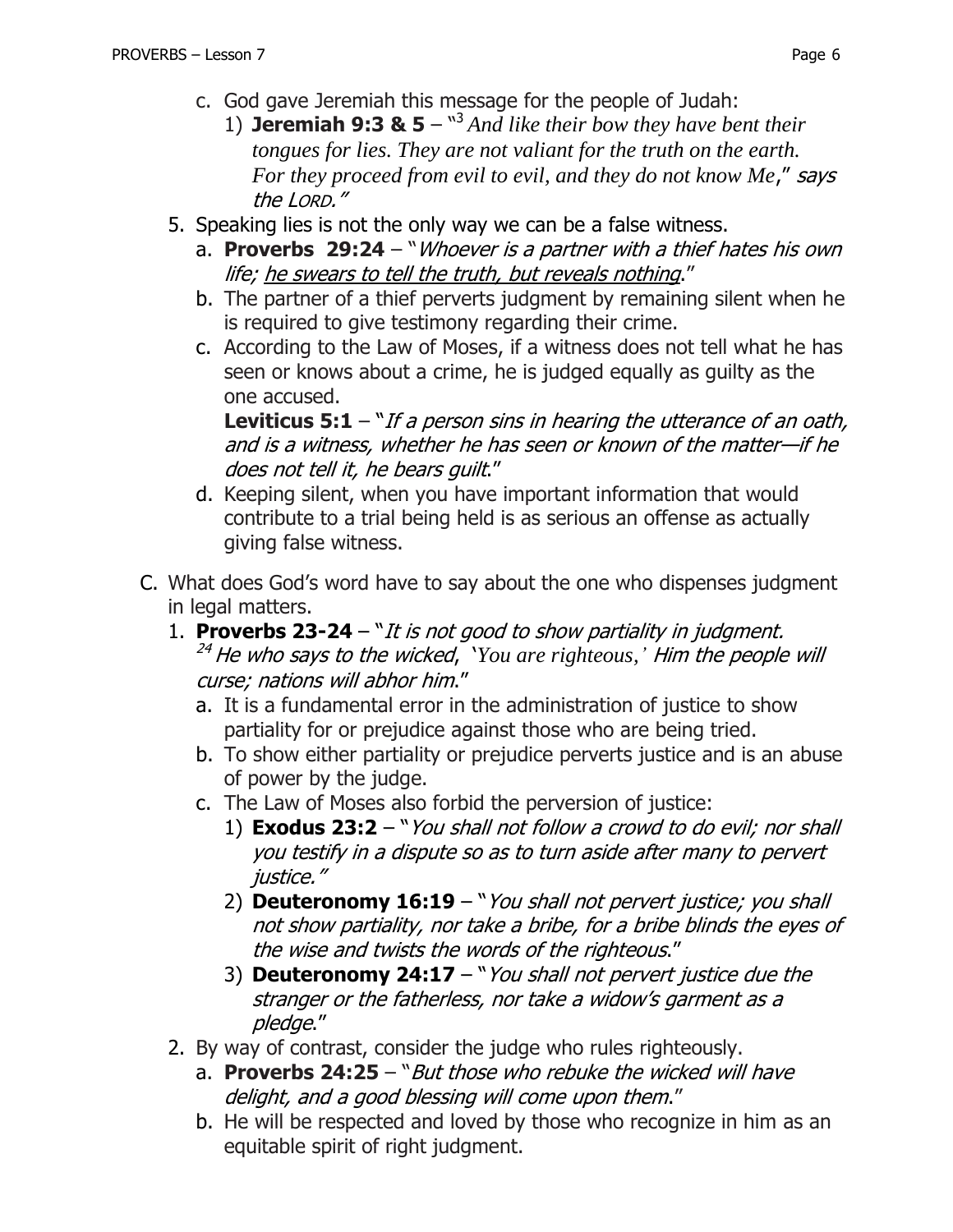c. God gave Jeremiah this message for the people of Judah:

   1) **Jeremiah 9:3 & 5** – "[3] *And like their bow they have bent their tongues for lies. They are not valiant for the truth on the earth. For they proceed from evil to evil, and they do not know Me*," *says the LORD.*"

5. Speaking lies is not the only way we can be a false witness.

   a. **Proverbs 29:24** – "*Whoever is a partner with a thief hates his own life; <u>he swears to tell the truth, but reveals nothing</u>.*"

   b. The partner of a thief perverts judgment by remaining silent when he is required to give testimony regarding their crime.

   c. According to the Law of Moses, if a witness does not tell what he has seen or knows about a crime, he is judged equally as guilty as the one accused.

      **Leviticus 5:1** – "*If a person sins in hearing the utterance of an oath, and is a witness, whether he has seen or known of the matter—if he does not tell it, he bears guilt*."

   d. Keeping silent, when you have important information that would contribute to a trial being held is as serious an offense as actually giving false witness.

C. What does God's word have to say about the one who dispenses judgment in legal matters.

1. **Proverbs 23-24** – "*It is not good to show partiality in judgment.* [24] *He who says to the wicked, 'You are righteous,' Him the people will curse; nations will abhor him*."

   a. It is a fundamental error in the administration of justice to show partiality for or prejudice against those who are being tried.

   b. To show either partiality or prejudice perverts justice and is an abuse of power by the judge.

   c. The Law of Moses also forbid the perversion of justice:

      1) **Exodus 23:2** – "*You shall not follow a crowd to do evil; nor shall you testify in a dispute so as to turn aside after many to pervert justice.*"

      2) **Deuteronomy 16:19** – "*You shall not pervert justice; you shall not show partiality, nor take a bribe, for a bribe blinds the eyes of the wise and twists the words of the righteous*."

      3) **Deuteronomy 24:17** – "*You shall not pervert justice due the stranger or the fatherless, nor take a widow's garment as a pledge*."

2. By way of contrast, consider the judge who rules righteously.

   a. **Proverbs 24:25** – "*But those who rebuke the wicked will have delight, and a good blessing will come upon them*."

   b. He will be respected and loved by those who recognize in him as an equitable spirit of right judgment.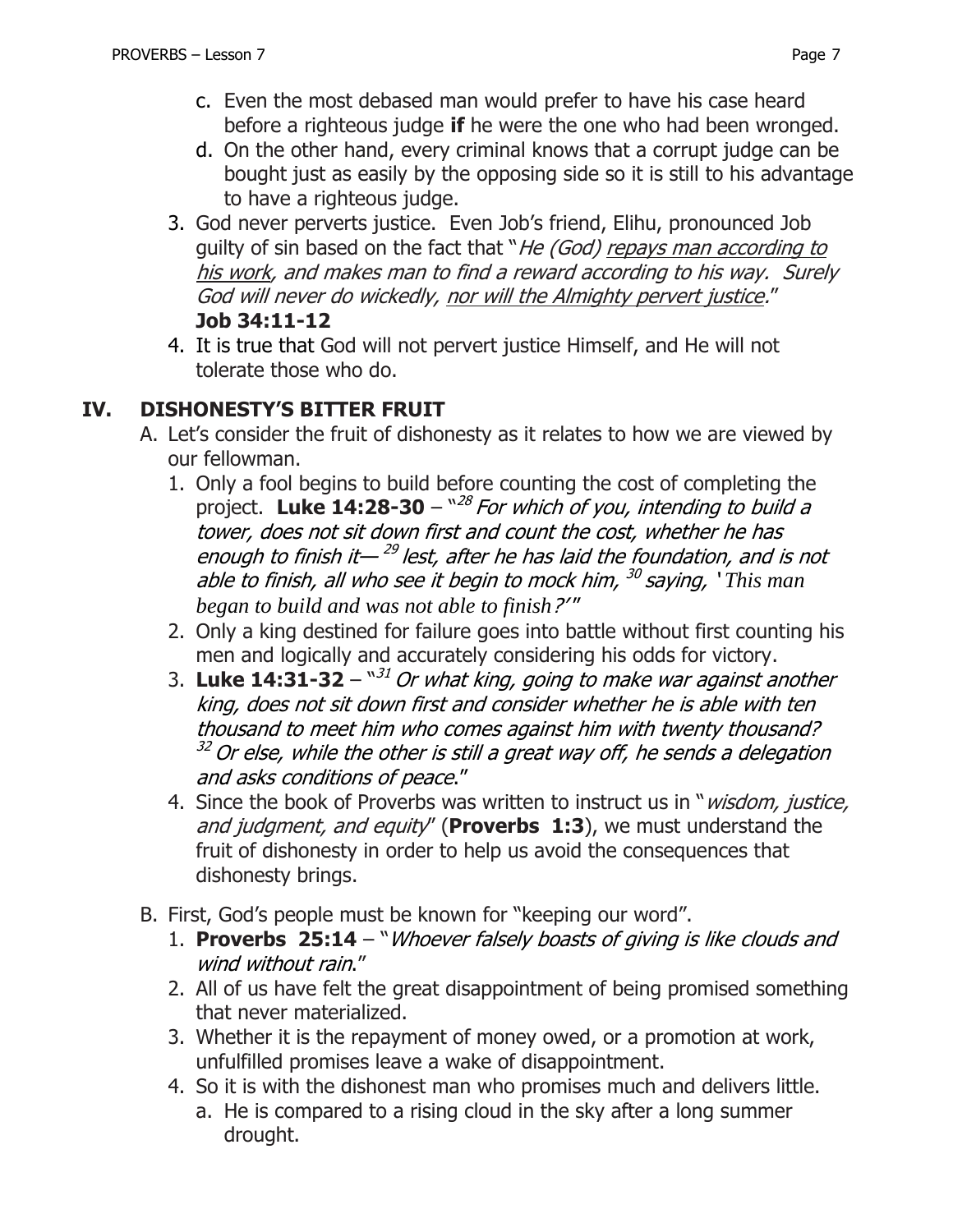c. Even the most debased man would prefer to have his case heard before a righteous judge **if** he were the one who had been wronged.

d. On the other hand, every criminal knows that a corrupt judge can be bought just as easily by the opposing side so it is still to his advantage to have a righteous judge.

3. God never perverts justice. Even Job's friend, Elihu, pronounced Job guilty of sin based on the fact that "*He (God) repays man according to his work, and makes man to find a reward according to his way. Surely God will never do wickedly, nor will the Almighty pervert justice.*" **Job 34:11-12**

4. It is true that God will not pervert justice Himself, and He will not tolerate those who do.

## IV. DISHONESTY'S BITTER FRUIT

A. Let's consider the fruit of dishonesty as it relates to how we are viewed by our fellowman.

1. Only a fool begins to build before counting the cost of completing the project. **Luke 14:28-30** – "[28] *For which of you, intending to build a tower, does not sit down first and count the cost, whether he has enough to finish it—* [29] *lest, after he has laid the foundation, and is not able to finish, all who see it begin to mock him,* [30] *saying, 'This man began to build and was not able to finish?'*"

2. Only a king destined for failure goes into battle without first counting his men and logically and accurately considering his odds for victory.

3. **Luke 14:31-32** – "[31] *Or what king, going to make war against another king, does not sit down first and consider whether he is able with ten thousand to meet him who comes against him with twenty thousand?* [32] *Or else, while the other is still a great way off, he sends a delegation and asks conditions of peace.*"

4. Since the book of Proverbs was written to instruct us in "*wisdom, justice, and judgment, and equity*" (**Proverbs 1:3**), we must understand the fruit of dishonesty in order to help us avoid the consequences that dishonesty brings.

B. First, God's people must be known for "keeping our word".

1. **Proverbs 25:14** – "*Whoever falsely boasts of giving is like clouds and wind without rain.*"

2. All of us have felt the great disappointment of being promised something that never materialized.

3. Whether it is the repayment of money owed, or a promotion at work, unfulfilled promises leave a wake of disappointment.

4. So it is with the dishonest man who promises much and delivers little.

   a. He is compared to a rising cloud in the sky after a long summer drought.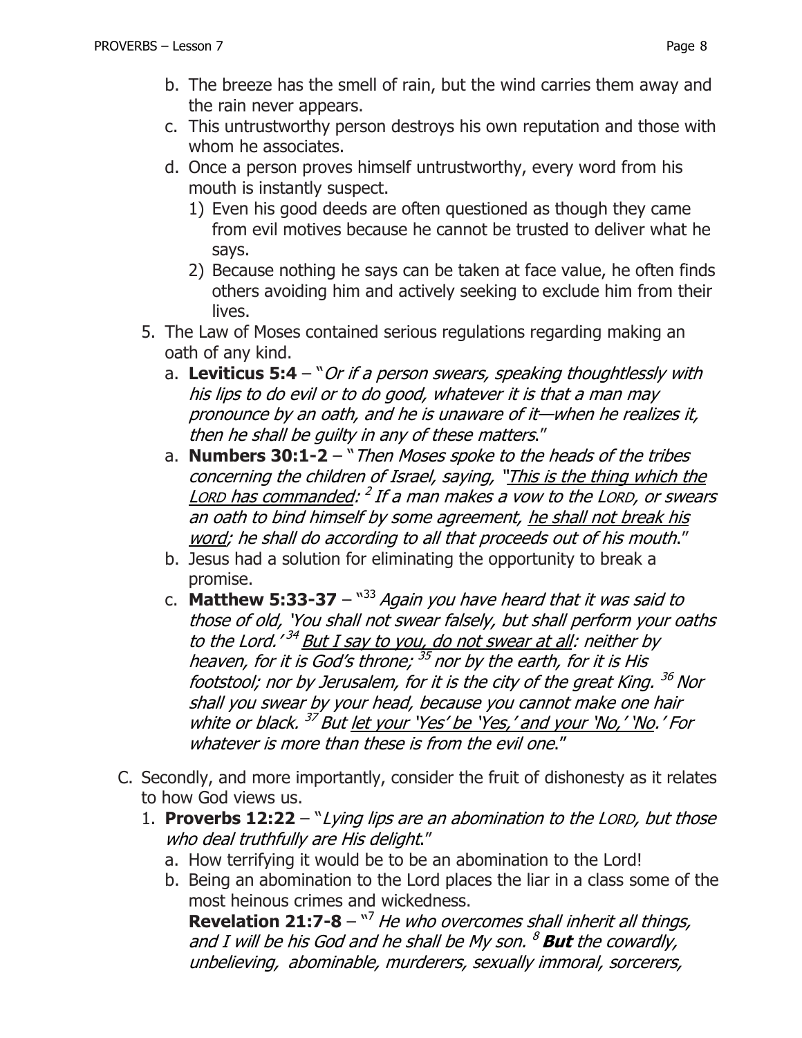b. The breeze has the smell of rain, but the wind carries them away and the rain never appears.
   c. This untrustworthy person destroys his own reputation and those with whom he associates.
   d. Once a person proves himself untrustworthy, every word from his mouth is instantly suspect.
      1) Even his good deeds are often questioned as though they came from evil motives because he cannot be trusted to deliver what he says.
      2) Because nothing he says can be taken at face value, he often finds others avoiding him and actively seeking to exclude him from their lives.

5. The Law of Moses contained serious regulations regarding making an oath of any kind.
   a. **Leviticus 5:4** – "*Or if a person swears, speaking thoughtlessly with his lips to do evil or to do good, whatever it is that a man may pronounce by an oath, and he is unaware of it—when he realizes it, then he shall be guilty in any of these matters*."
   a. **Numbers 30:1-2** – "*Then Moses spoke to the heads of the tribes concerning the children of Israel, saying, "<u>This is the thing which the LORD has commanded</u>: [2] If a man makes a vow to the LORD, or swears an oath to bind himself by some agreement, <u>he shall not break his word</u>; he shall do according to all that proceeds out of his mouth*."
   b. Jesus had a solution for eliminating the opportunity to break a promise.
   c. **Matthew 5:33-37** – "[33] *Again you have heard that it was said to those of old, 'You shall not swear falsely, but shall perform your oaths to the Lord.' [34] <u>But I say to you, do not swear at all</u>: neither by heaven, for it is God's throne; [35] nor by the earth, for it is His footstool; nor by Jerusalem, for it is the city of the great King. [36] Nor shall you swear by your head, because you cannot make one hair white or black. [37] But <u>let your 'Yes' be 'Yes,' and your 'No,' 'No</u>.' For whatever is more than these is from the evil one*."

C. Secondly, and more importantly, consider the fruit of dishonesty as it relates to how God views us.
   1. **Proverbs 12:22** – "*Lying lips are an abomination to the LORD, but those who deal truthfully are His delight*."
      a. How terrifying it would be to be an abomination to the Lord!
      b. Being an abomination to the Lord places the liar in a class some of the most heinous crimes and wickedness.
      **Revelation 21:7-8** – "[7] *He who overcomes shall inherit all things, and I will be his God and he shall be My son. [8] **But** the cowardly, unbelieving, abominable, murderers, sexually immoral, sorcerers,*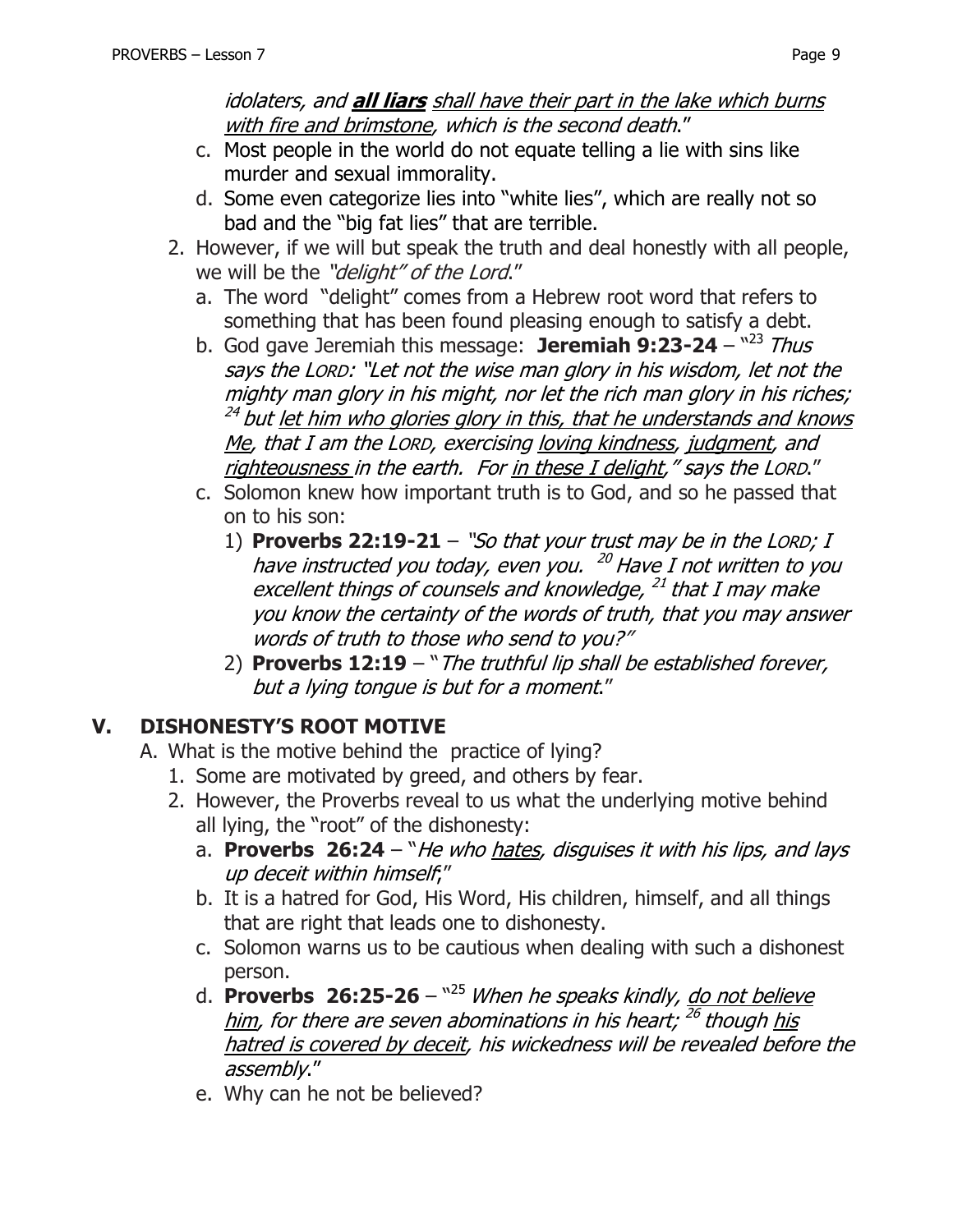*idolaters, and **all liars** shall have their part in the lake which burns with fire and brimstone, which is the second death*."

c. Most people in the world do not equate telling a lie with sins like murder and sexual immorality.
d. Some even categorize lies into "white lies", which are really not so bad and the "big fat lies" that are terrible.

2. However, if we will but speak the truth and deal honestly with all people, we will be the *"delight" of the Lord*."
   a. The word "delight" comes from a Hebrew root word that refers to something that has been found pleasing enough to satisfy a debt.
   b. God gave Jeremiah this message: **Jeremiah 9:23-24** – "[23] *Thus says the LORD: "Let not the wise man glory in his wisdom, let not the mighty man glory in his might, nor let the rich man glory in his riches;* [24] *but let him who glories glory in this, that he understands and knows Me, that I am the LORD, exercising loving kindness, judgment, and righteousness in the earth. For in these I delight," says the LORD*."
   c. Solomon knew how important truth is to God, and so he passed that on to his son:
      1) **Proverbs 22:19-21** – *"So that your trust may be in the LORD; I have instructed you today, even you.* [20] *Have I not written to you excellent things of counsels and knowledge,* [21] *that I may make you know the certainty of the words of truth, that you may answer words of truth to those who send to you?"*
      2) **Proverbs 12:19** – "*The truthful lip shall be established forever, but a lying tongue is but for a moment*."

## V. DISHONESTY'S ROOT MOTIVE

A. What is the motive behind the practice of lying?
   1. Some are motivated by greed, and others by fear.
   2. However, the Proverbs reveal to us what the underlying motive behind all lying, the "root" of the dishonesty:
      a. **Proverbs 26:24** – "*He who hates, disguises it with his lips, and lays up deceit within himself*;"
      b. It is a hatred for God, His Word, His children, himself, and all things that are right that leads one to dishonesty.
      c. Solomon warns us to be cautious when dealing with such a dishonest person.
      d. **Proverbs 26:25-26** – "[25] *When he speaks kindly, do not believe him, for there are seven abominations in his heart;* [26] *though his hatred is covered by deceit, his wickedness will be revealed before the assembly*."
      e. Why can he not be believed?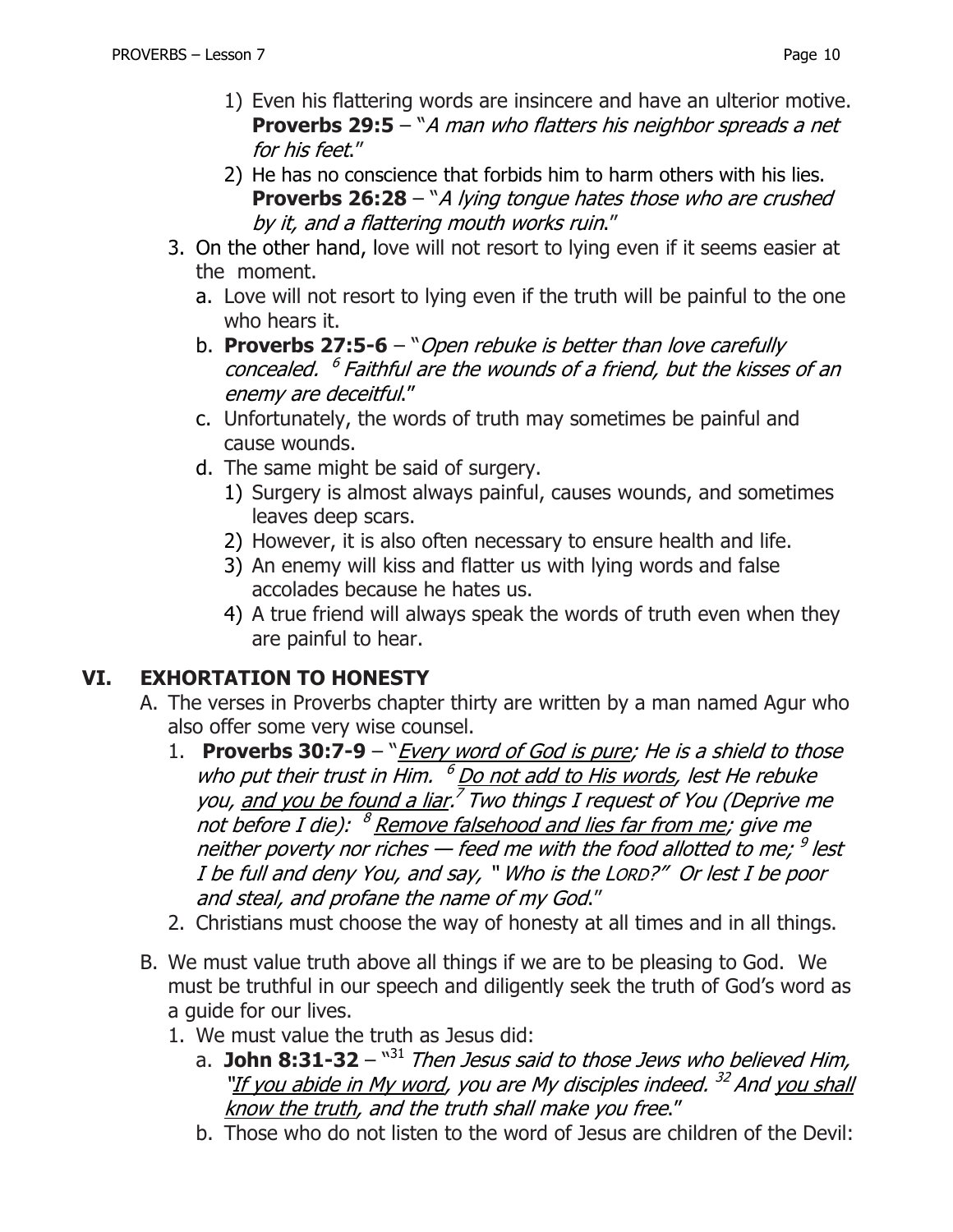1) Even his flattering words are insincere and have an ulterior motive. **Proverbs 29:5** – "*A man who flatters his neighbor spreads a net for his feet*."
2) He has no conscience that forbids him to harm others with his lies. **Proverbs 26:28** – "*A lying tongue hates those who are crushed by it, and a flattering mouth works ruin*."

3. On the other hand, love will not resort to lying even if it seems easier at the moment.
   a. Love will not resort to lying even if the truth will be painful to the one who hears it.
   b. **Proverbs 27:5-6** – "*Open rebuke is better than love carefully concealed. [6] Faithful are the wounds of a friend, but the kisses of an enemy are deceitful*."
   c. Unfortunately, the words of truth may sometimes be painful and cause wounds.
   d. The same might be said of surgery.
      1) Surgery is almost always painful, causes wounds, and sometimes leaves deep scars.
      2) However, it is also often necessary to ensure health and life.
      3) An enemy will kiss and flatter us with lying words and false accolades because he hates us.
      4) A true friend will always speak the words of truth even when they are painful to hear.

## VI. EXHORTATION TO HONESTY

A. The verses in Proverbs chapter thirty are written by a man named Agur who also offer some very wise counsel.
   1. **Proverbs 30:7-9** – "*<u>Every word of God is pure</u>; He is a shield to those who put their trust in Him. [6] <u>Do not add to His words</u>, lest He rebuke you, <u>and you be found a liar</u>.[7] Two things I request of You (Deprive me not before I die): [8] <u>Remove falsehood and lies far from me</u>; give me neither poverty nor riches — feed me with the food allotted to me; [9] lest I be full and deny You, and say, " Who is the LORD?" Or lest I be poor and steal, and profane the name of my God*."
   2. Christians must choose the way of honesty at all times and in all things.

B. We must value truth above all things if we are to be pleasing to God. We must be truthful in our speech and diligently seek the truth of God's word as a guide for our lives.
   1. We must value the truth as Jesus did:
      a. **John 8:31-32** – "[31] *Then Jesus said to those Jews who believed Him, "<u>If you abide in My word</u>, you are My disciples indeed. [32] And <u>you shall know the truth</u>, and the truth shall make you free*."
      b. Those who do not listen to the word of Jesus are children of the Devil: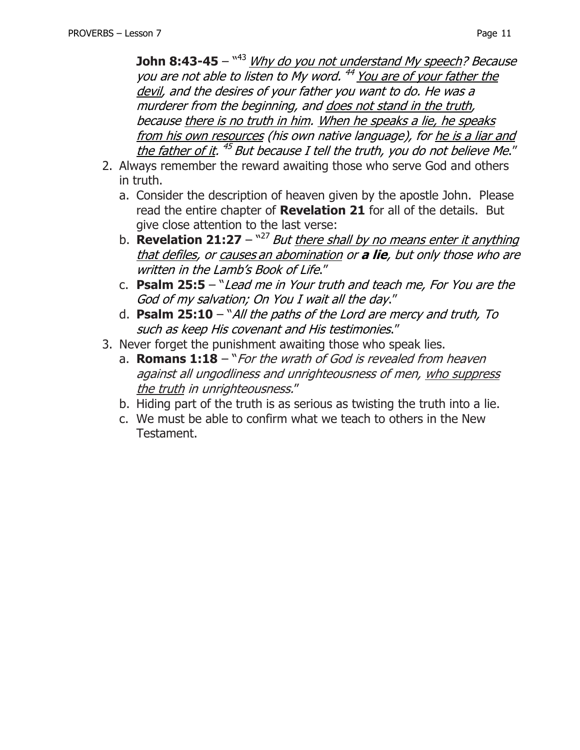**John 8:43-45** – "[43] *<u>Why do you not understand My speech</u>? Because you are not able to listen to My word. [44] <u>You are of your father the devil</u>, and the desires of your father you want to do. He was a murderer from the beginning, and <u>does not stand in the truth</u>, because <u>there is no truth in him</u>. <u>When he speaks a lie, he speaks from his own resources</u> (his own native language), for <u>he is a liar and the father of it</u>. [45] But because I tell the truth, you do not believe Me*."

2. Always remember the reward awaiting those who serve God and others in truth.
   a. Consider the description of heaven given by the apostle John. Please read the entire chapter of **Revelation 21** for all of the details. But give close attention to the last verse:
   b. **Revelation 21:27** – "[27] *But <u>there shall by no means enter it anything that defiles</u>, or <u>causes an abomination</u> or **a lie**, but only those who are written in the Lamb's Book of Life*."
   c. **Psalm 25:5** – "*Lead me in Your truth and teach me, For You are the God of my salvation; On You I wait all the day*."
   d. **Psalm 25:10** – "*All the paths of the Lord are mercy and truth, To such as keep His covenant and His testimonies*."
3. Never forget the punishment awaiting those who speak lies.
   a. **Romans 1:18** – "*For the wrath of God is revealed from heaven against all ungodliness and unrighteousness of men, <u>who suppress the truth</u> in unrighteousness.*"
   b. Hiding part of the truth is as serious as twisting the truth into a lie.
   c. We must be able to confirm what we teach to others in the New Testament.